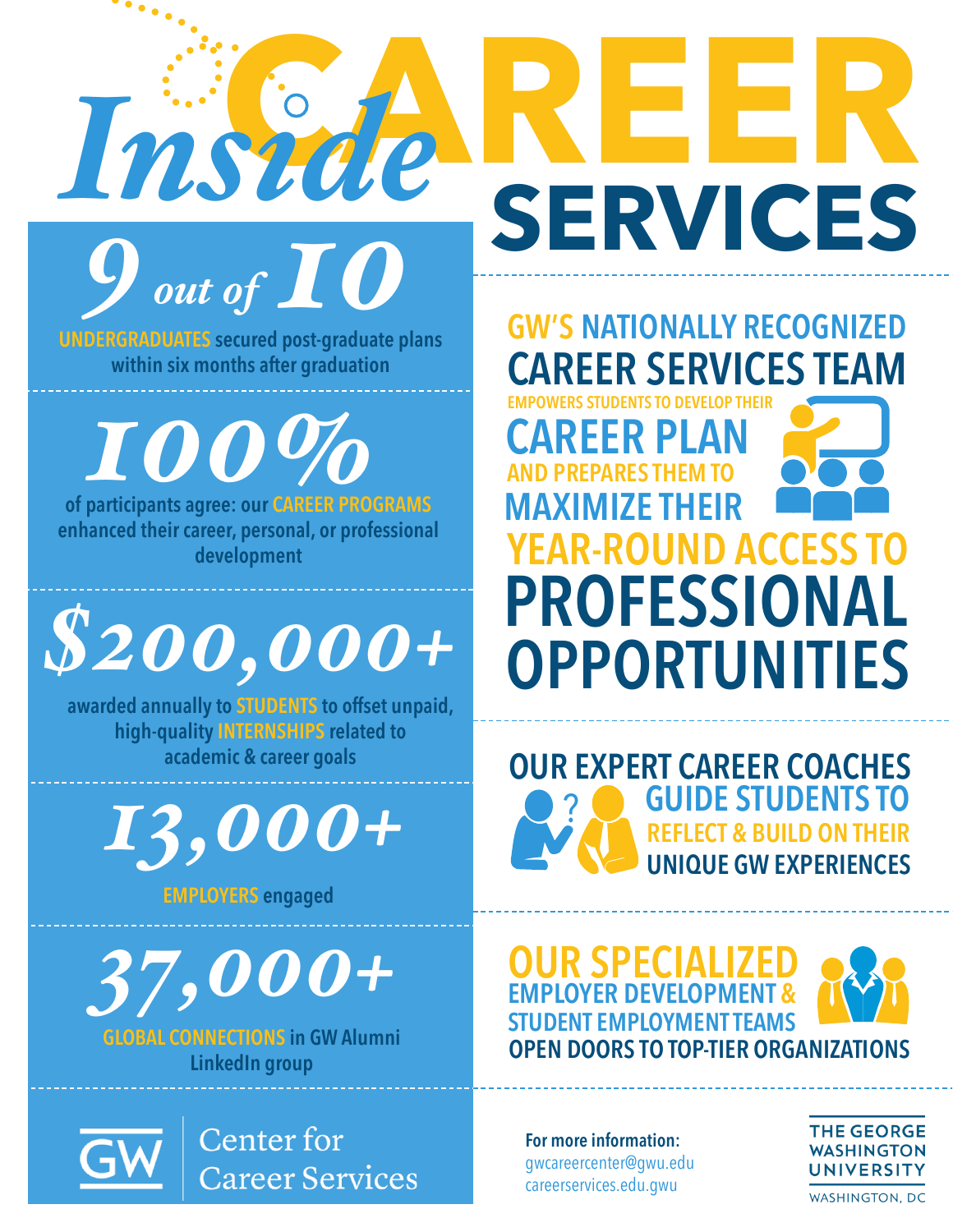# Inside CAREER SERVICES

## 9 out of 10

UNDERGRADUATES secured post-graduate plans within six months after graduation

## 100%

of participants agree: our CAREER PROGRAMS enhanced their career, personal, or professional development

## $200,000+

awarded annually to STUDENTS to offset unpaid, high-quality INTERNSHIPS related to academic & career goals

## 13,000+

EMPLOYERS engaged

## 37,000+

GLOBAL CONNECTIONS in GW Alumni LinkedIn group

GW Center for Career Services

---

GW'S NATIONALLY RECOGNIZED CAREER SERVICES TEAM EMPOWERS STUDENTS TO DEVELOP THEIR CAREER PLAN AND PREPARES THEM TO MAXIMIZE THEIR YEAR-ROUND ACCESS TO PROFESSIONAL OPPORTUNITIES

OUR EXPERT CAREER COACHES GUIDE STUDENTS TO REFLECT & BUILD ON THEIR UNIQUE GW EXPERIENCES

OUR SPECIALIZED EMPLOYER DEVELOPMENT & STUDENT EMPLOYMENT TEAMS OPEN DOORS TO TOP-TIER ORGANIZATIONS

**For more information:**
gwcareercenter@gwu.edu
careerservices.edu.gwu

THE GEORGE WASHINGTON UNIVERSITY
WASHINGTON, DC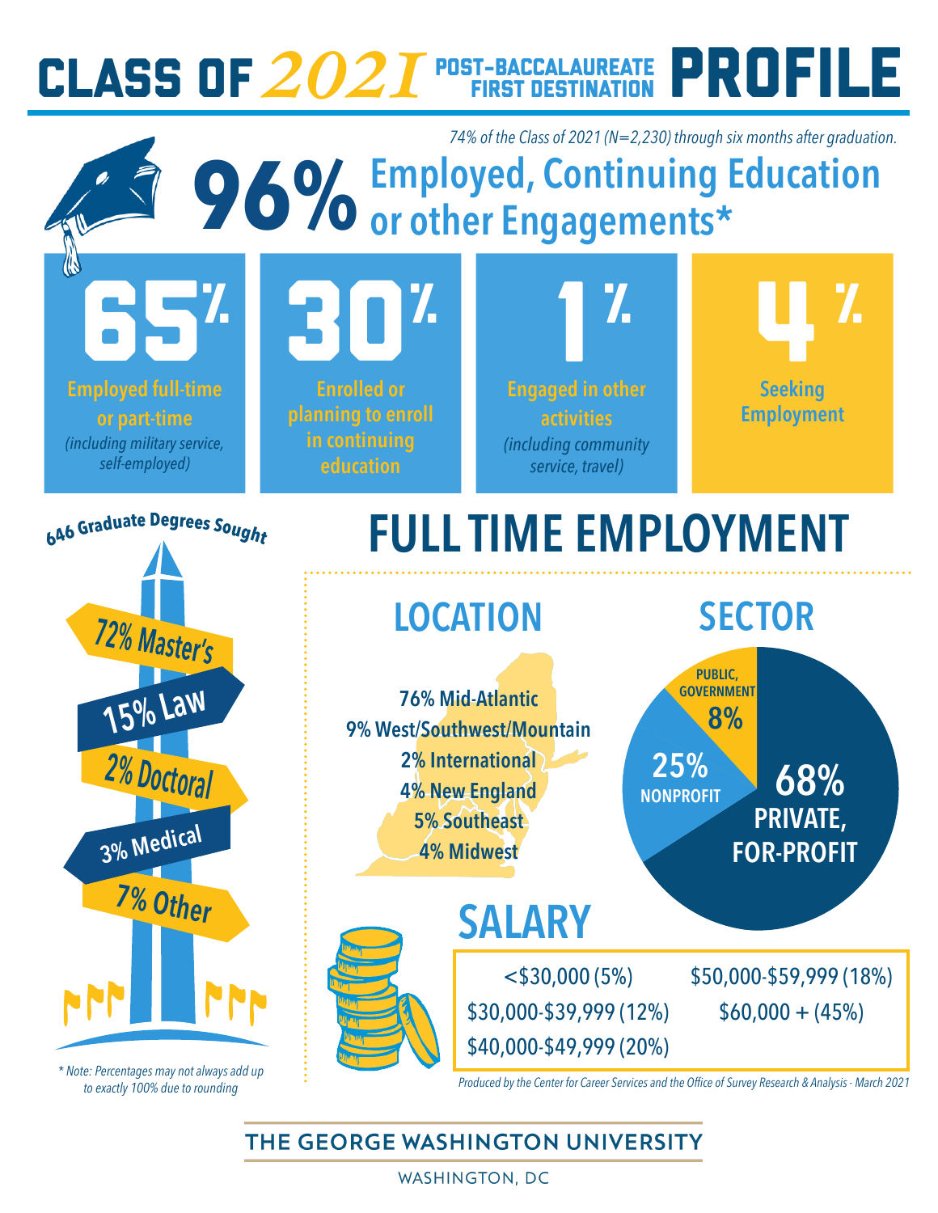# CLASS OF *2021* POST-BACCALAUREATE FIRST DESTINATION PROFILE

*74% of the Class of 2021 (N=2,230) through six months after graduation.*

## 96% Employed, Continuing Education or other Engagements*

**65%**
Employed full-time or part-time
*(including military service, self-employed)*

**30%**
Enrolled or planning to enroll in continuing education

**1%**
Engaged in other activities
*(including community service, travel)*

**4%**
Seeking Employment

### 646 Graduate Degrees Sought

72% Master's
15% Law
2% Doctoral
3% Medical
7% Other

*\* Note: Percentages may not always add up to exactly 100% due to rounding*

## FULL TIME EMPLOYMENT

### LOCATION

76% Mid-Atlantic
9% West/Southwest/Mountain
2% International
4% New England
5% Southeast
4% Midwest

### SECTOR

PUBLIC, GOVERNMENT 8%
25% NONPROFIT
68% PRIVATE, FOR-PROFIT

### SALARY

<$30,000 (5%)
$30,000-$39,999 (12%)
$40,000-$49,999 (20%)
$50,000-$59,999 (18%)
$60,000 + (45%)

*Produced by the Center for Career Services and the Office of Survey Research & Analysis - March 2021*

THE GEORGE WASHINGTON UNIVERSITY

WASHINGTON, DC